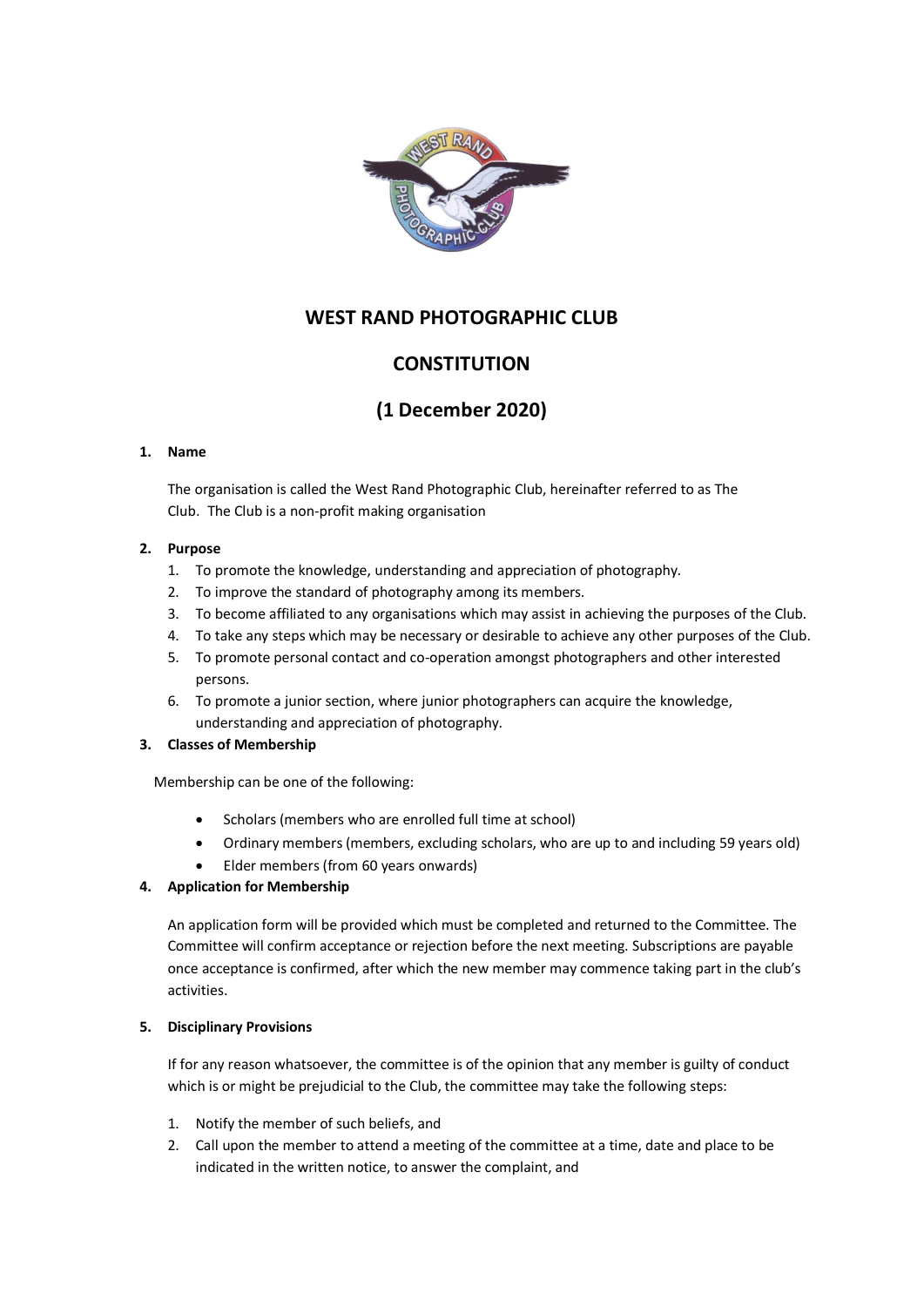# WEST RAND PHOTOGRAPHIC CLUB

# CONSTITUTION

# (1 December 2020)

**1. Name**

The organisation is called the West Rand Photographic Club, hereinafter referred to as The Club. The Club is a non-profit making organisation

**2. Purpose**

1. To promote the knowledge, understanding and appreciation of photography.
2. To improve the standard of photography among its members.
3. To become affiliated to any organisations which may assist in achieving the purposes of the Club.
4. To take any steps which may be necessary or desirable to achieve any other purposes of the Club.
5. To promote personal contact and co-operation amongst photographers and other interested persons.
6. To promote a junior section, where junior photographers can acquire the knowledge, understanding and appreciation of photography.

**3. Classes of Membership**

Membership can be one of the following:

- Scholars (members who are enrolled full time at school)
- Ordinary members (members, excluding scholars, who are up to and including 59 years old)
- Elder members (from 60 years onwards)

**4. Application for Membership**

An application form will be provided which must be completed and returned to the Committee. The Committee will confirm acceptance or rejection before the next meeting. Subscriptions are payable once acceptance is confirmed, after which the new member may commence taking part in the club's activities.

**5. Disciplinary Provisions**

If for any reason whatsoever, the committee is of the opinion that any member is guilty of conduct which is or might be prejudicial to the Club, the committee may take the following steps:

1. Notify the member of such beliefs, and
2. Call upon the member to attend a meeting of the committee at a time, date and place to be indicated in the written notice, to answer the complaint, and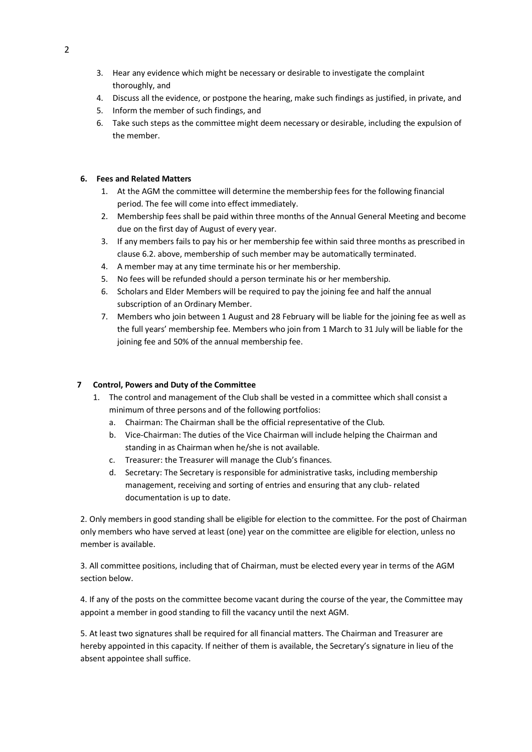3. Hear any evidence which might be necessary or desirable to investigate the complaint thoroughly, and
4. Discuss all the evidence, or postpone the hearing, make such findings as justified, in private, and
5. Inform the member of such findings, and
6. Take such steps as the committee might deem necessary or desirable, including the expulsion of the member.

**6. Fees and Related Matters**

1. At the AGM the committee will determine the membership fees for the following financial period. The fee will come into effect immediately.
2. Membership fees shall be paid within three months of the Annual General Meeting and become due on the first day of August of every year.
3. If any members fails to pay his or her membership fee within said three months as prescribed in clause 6.2. above, membership of such member may be automatically terminated.
4. A member may at any time terminate his or her membership.
5. No fees will be refunded should a person terminate his or her membership.
6. Scholars and Elder Members will be required to pay the joining fee and half the annual subscription of an Ordinary Member.
7. Members who join between 1 August and 28 February will be liable for the joining fee as well as the full years' membership fee. Members who join from 1 March to 31 July will be liable for the joining fee and 50% of the annual membership fee.

**7 Control, Powers and Duty of the Committee**

1. The control and management of the Club shall be vested in a committee which shall consist a minimum of three persons and of the following portfolios:
   a. Chairman: The Chairman shall be the official representative of the Club.
   b. Vice-Chairman: The duties of the Vice Chairman will include helping the Chairman and standing in as Chairman when he/she is not available.
   c. Treasurer: the Treasurer will manage the Club's finances.
   d. Secretary: The Secretary is responsible for administrative tasks, including membership management, receiving and sorting of entries and ensuring that any club- related documentation is up to date.

2. Only members in good standing shall be eligible for election to the committee. For the post of Chairman only members who have served at least (one) year on the committee are eligible for election, unless no member is available.

3. All committee positions, including that of Chairman, must be elected every year in terms of the AGM section below.

4. If any of the posts on the committee become vacant during the course of the year, the Committee may appoint a member in good standing to fill the vacancy until the next AGM.

5. At least two signatures shall be required for all financial matters. The Chairman and Treasurer are hereby appointed in this capacity. If neither of them is available, the Secretary's signature in lieu of the absent appointee shall suffice.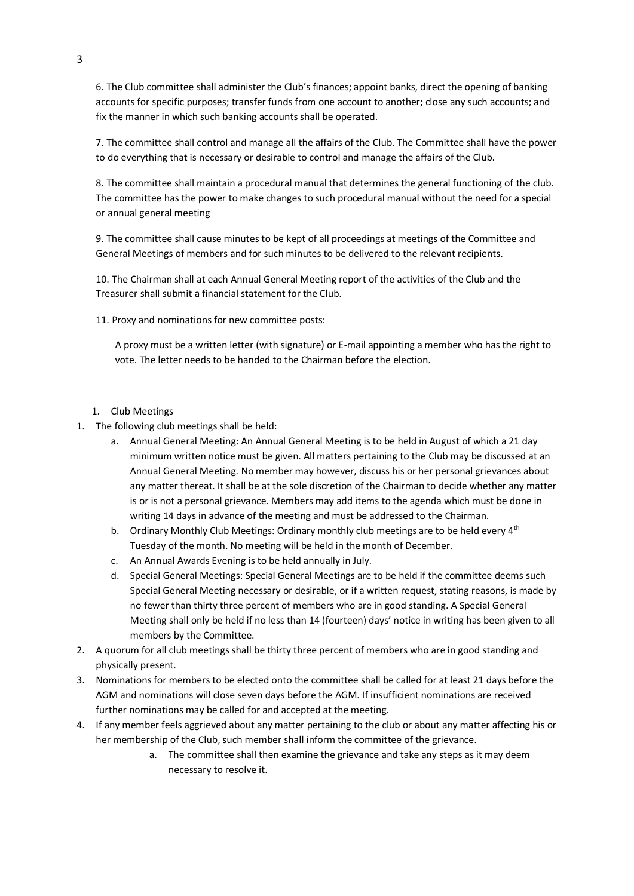6. The Club committee shall administer the Club's finances; appoint banks, direct the opening of banking accounts for specific purposes; transfer funds from one account to another; close any such accounts; and fix the manner in which such banking accounts shall be operated.

7. The committee shall control and manage all the affairs of the Club. The Committee shall have the power to do everything that is necessary or desirable to control and manage the affairs of the Club.

8. The committee shall maintain a procedural manual that determines the general functioning of the club. The committee has the power to make changes to such procedural manual without the need for a special or annual general meeting

9. The committee shall cause minutes to be kept of all proceedings at meetings of the Committee and General Meetings of members and for such minutes to be delivered to the relevant recipients.

10. The Chairman shall at each Annual General Meeting report of the activities of the Club and the Treasurer shall submit a financial statement for the Club.

11. Proxy and nominations for new committee posts:

A proxy must be a written letter (with signature) or E-mail appointing a member who has the right to vote. The letter needs to be handed to the Chairman before the election.

1. Club Meetings

1. The following club meetings shall be held:
   a. Annual General Meeting: An Annual General Meeting is to be held in August of which a 21 day minimum written notice must be given. All matters pertaining to the Club may be discussed at an Annual General Meeting. No member may however, discuss his or her personal grievances about any matter thereat. It shall be at the sole discretion of the Chairman to decide whether any matter is or is not a personal grievance. Members may add items to the agenda which must be done in writing 14 days in advance of the meeting and must be addressed to the Chairman.
   b. Ordinary Monthly Club Meetings: Ordinary monthly club meetings are to be held every 4th Tuesday of the month. No meeting will be held in the month of December.
   c. An Annual Awards Evening is to be held annually in July.
   d. Special General Meetings: Special General Meetings are to be held if the committee deems such Special General Meeting necessary or desirable, or if a written request, stating reasons, is made by no fewer than thirty three percent of members who are in good standing. A Special General Meeting shall only be held if no less than 14 (fourteen) days' notice in writing has been given to all members by the Committee.
2. A quorum for all club meetings shall be thirty three percent of members who are in good standing and physically present.
3. Nominations for members to be elected onto the committee shall be called for at least 21 days before the AGM and nominations will close seven days before the AGM. If insufficient nominations are received further nominations may be called for and accepted at the meeting.
4. If any member feels aggrieved about any matter pertaining to the club or about any matter affecting his or her membership of the Club, such member shall inform the committee of the grievance.
   a. The committee shall then examine the grievance and take any steps as it may deem necessary to resolve it.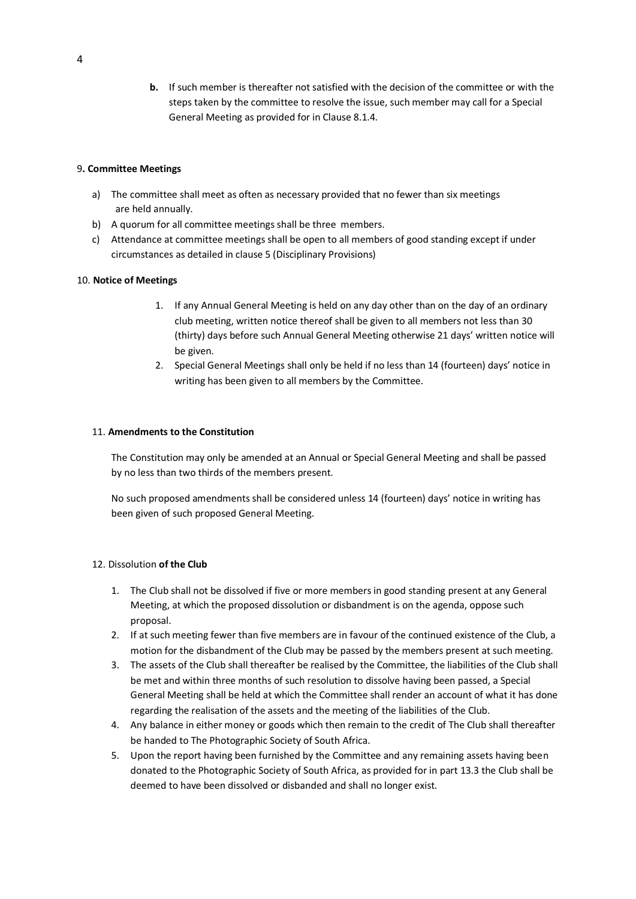**b.** If such member is thereafter not satisfied with the decision of the committee or with the steps taken by the committee to resolve the issue, such member may call for a Special General Meeting as provided for in Clause 8.1.4.

9**. Committee Meetings**

a) The committee shall meet as often as necessary provided that no fewer than six meetings are held annually.
b) A quorum for all committee meetings shall be three members.
c) Attendance at committee meetings shall be open to all members of good standing except if under circumstances as detailed in clause 5 (Disciplinary Provisions)

10. **Notice of Meetings**

1. If any Annual General Meeting is held on any day other than on the day of an ordinary club meeting, written notice thereof shall be given to all members not less than 30 (thirty) days before such Annual General Meeting otherwise 21 days' written notice will be given.
2. Special General Meetings shall only be held if no less than 14 (fourteen) days' notice in writing has been given to all members by the Committee.

11. **Amendments to the Constitution**

The Constitution may only be amended at an Annual or Special General Meeting and shall be passed by no less than two thirds of the members present.

No such proposed amendments shall be considered unless 14 (fourteen) days' notice in writing has been given of such proposed General Meeting.

12. Dissolution **of the Club**

1. The Club shall not be dissolved if five or more members in good standing present at any General Meeting, at which the proposed dissolution or disbandment is on the agenda, oppose such proposal.
2. If at such meeting fewer than five members are in favour of the continued existence of the Club, a motion for the disbandment of the Club may be passed by the members present at such meeting.
3. The assets of the Club shall thereafter be realised by the Committee, the liabilities of the Club shall be met and within three months of such resolution to dissolve having been passed, a Special General Meeting shall be held at which the Committee shall render an account of what it has done regarding the realisation of the assets and the meeting of the liabilities of the Club.
4. Any balance in either money or goods which then remain to the credit of The Club shall thereafter be handed to The Photographic Society of South Africa.
5. Upon the report having been furnished by the Committee and any remaining assets having been donated to the Photographic Society of South Africa, as provided for in part 13.3 the Club shall be deemed to have been dissolved or disbanded and shall no longer exist.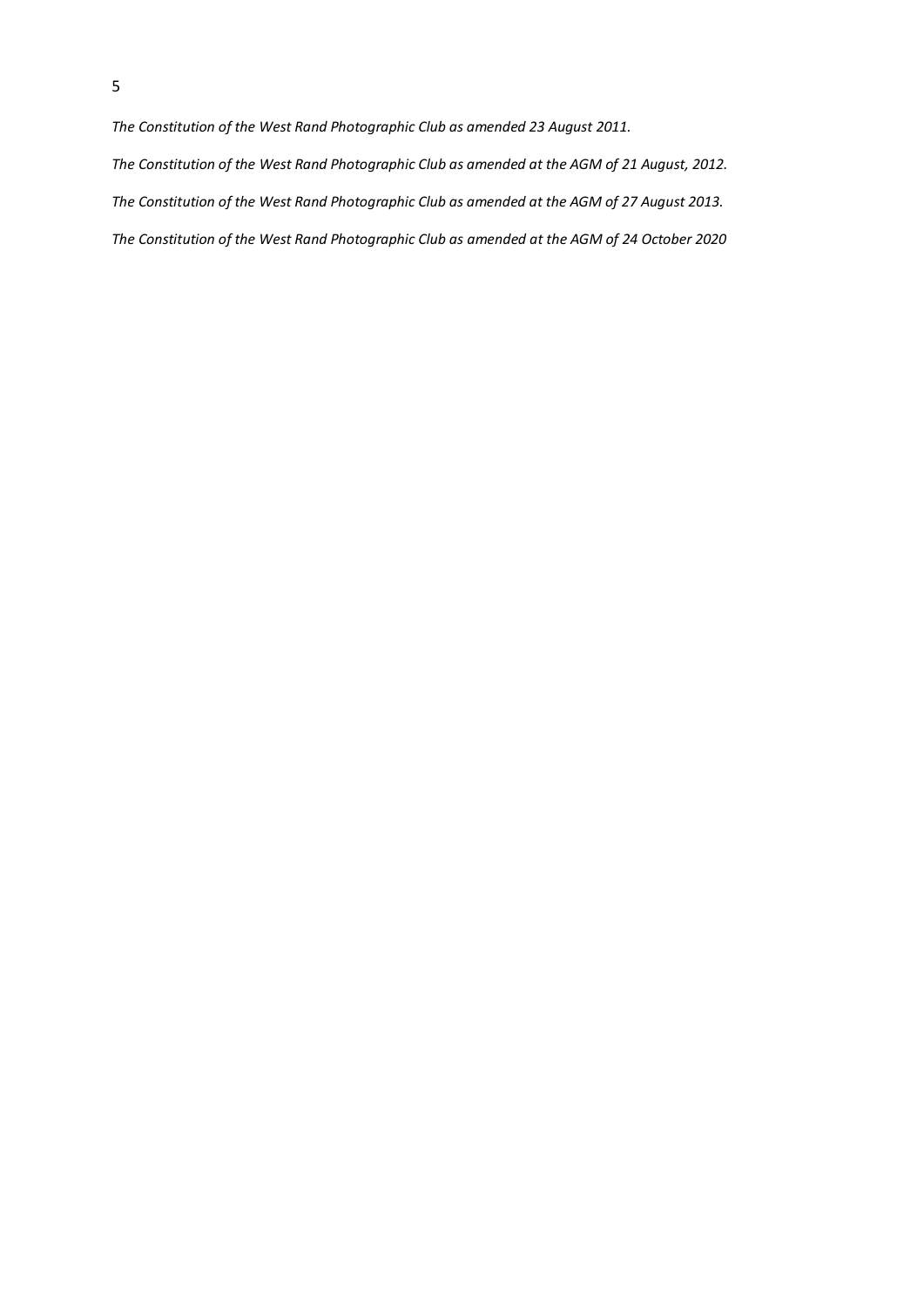*The Constitution of the West Rand Photographic Club as amended 23 August 2011.*

*The Constitution of the West Rand Photographic Club as amended at the AGM of 21 August, 2012.*

*The Constitution of the West Rand Photographic Club as amended at the AGM of 27 August 2013.*

*The Constitution of the West Rand Photographic Club as amended at the AGM of 24 October 2020*